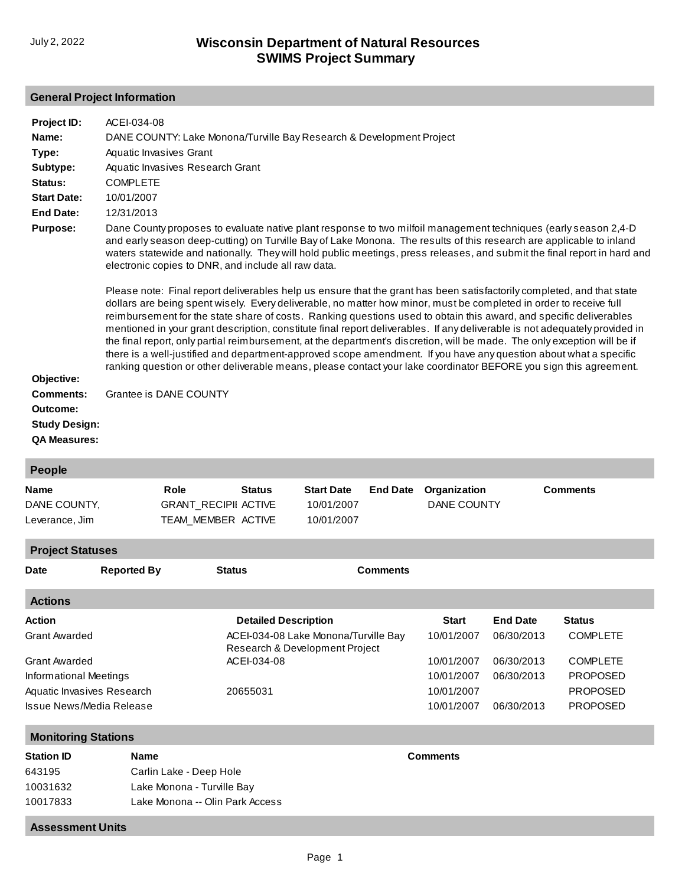# Wisconsin Department of Natural Resources
# SWIMS Project Summary

July 2, 2022

## General Project Information

**Project ID:** ACEI-034-08

**Name:** DANE COUNTY: Lake Monona/Turville Bay Research & Development Project

**Type:** Aquatic Invasives Grant

**Subtype:** Aquatic Invasives Research Grant

**Status:** COMPLETE

**Start Date:** 10/01/2007

**End Date:** 12/31/2013

**Purpose:** Dane County proposes to evaluate native plant response to two milfoil management techniques (early season 2,4-D and early season deep-cutting) on Turville Bay of Lake Monona. The results of this research are applicable to inland waters statewide and nationally. They will hold public meetings, press releases, and submit the final report in hard and electronic copies to DNR, and include all raw data.

Please note: Final report deliverables help us ensure that the grant has been satisfactorily completed, and that state dollars are being spent wisely. Every deliverable, no matter how minor, must be completed in order to receive full reimbursement for the state share of costs. Ranking questions used to obtain this award, and specific deliverables mentioned in your grant description, constitute final report deliverables. If any deliverable is not adequately provided in the final report, only partial reimbursement, at the department's discretion, will be made. The only exception will be if there is a well-justified and department-approved scope amendment. If you have any question about what a specific ranking question or other deliverable means, please contact your lake coordinator BEFORE you sign this agreement.

**Objective:**

**Comments:** Grantee is DANE COUNTY

**Outcome:**

**Study Design:**

**QA Measures:**

## People

| Name | Role | Status | Start Date | End Date | Organization | Comments |
|---|---|---|---|---|---|---|
| DANE COUNTY, | GRANT_RECIPII | ACTIVE | 10/01/2007 | | DANE COUNTY | |
| Leverance, Jim | TEAM_MEMBER | ACTIVE | 10/01/2007 | | | |

## Project Statuses

| Date | Reported By | Status | Comments |
|---|---|---|---|

## Actions

| Action | Detailed Description | Start | End Date | Status |
|---|---|---|---|---|
| Grant Awarded | ACEI-034-08 Lake Monona/Turville Bay Research & Development Project | 10/01/2007 | 06/30/2013 | COMPLETE |
| Grant Awarded | ACEI-034-08 | 10/01/2007 | 06/30/2013 | COMPLETE |
| Informational Meetings | | 10/01/2007 | 06/30/2013 | PROPOSED |
| Aquatic Invasives Research | 20655031 | 10/01/2007 | | PROPOSED |
| Issue News/Media Release | | 10/01/2007 | 06/30/2013 | PROPOSED |

## Monitoring Stations

| Station ID | Name | Comments |
|---|---|---|
| 643195 | Carlin Lake - Deep Hole | |
| 10031632 | Lake Monona - Turville Bay | |
| 10017833 | Lake Monona -- Olin Park Access | |

## Assessment Units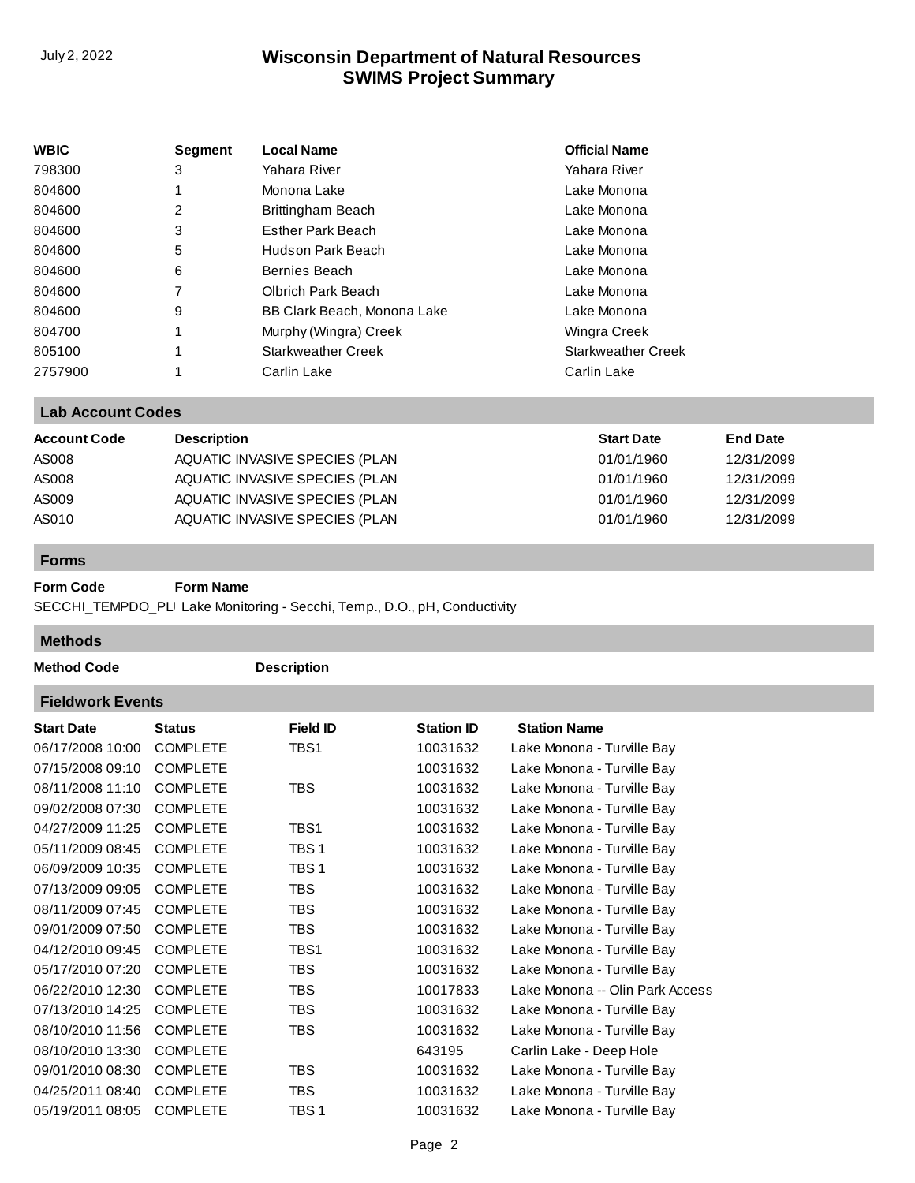| WBIC | Segment | Local Name | Official Name |
|---|---|---|---|
| 798300 | 3 | Yahara River | Yahara River |
| 804600 | 1 | Monona Lake | Lake Monona |
| 804600 | 2 | Brittingham Beach | Lake Monona |
| 804600 | 3 | Esther Park Beach | Lake Monona |
| 804600 | 5 | Hudson Park Beach | Lake Monona |
| 804600 | 6 | Bernies Beach | Lake Monona |
| 804600 | 7 | Olbrich Park Beach | Lake Monona |
| 804600 | 9 | BB Clark Beach, Monona Lake | Lake Monona |
| 804700 | 1 | Murphy (Wingra) Creek | Wingra Creek |
| 805100 | 1 | Starkweather Creek | Starkweather Creek |
| 2757900 | 1 | Carlin Lake | Carlin Lake |

## Lab Account Codes

| Account Code | Description | Start Date | End Date |
|---|---|---|---|
| AS008 | AQUATIC INVASIVE SPECIES (PLAN | 01/01/1960 | 12/31/2099 |
| AS008 | AQUATIC INVASIVE SPECIES (PLAN | 01/01/1960 | 12/31/2099 |
| AS009 | AQUATIC INVASIVE SPECIES (PLAN | 01/01/1960 | 12/31/2099 |
| AS010 | AQUATIC INVASIVE SPECIES (PLAN | 01/01/1960 | 12/31/2099 |

## Forms

| Form Code | Form Name |
|---|---|
| SECCHI_TEMPDO_PLI | Lake Monitoring - Secchi, Temp., D.O., pH, Conductivity |

## Methods

| Method Code | Description |
|---|---|

## Fieldwork Events

| Start Date | Status | Field ID | Station ID | Station Name |
|---|---|---|---|---|
| 06/17/2008 10:00 | COMPLETE | TBS1 | 10031632 | Lake Monona - Turville Bay |
| 07/15/2008 09:10 | COMPLETE | | 10031632 | Lake Monona - Turville Bay |
| 08/11/2008 11:10 | COMPLETE | TBS | 10031632 | Lake Monona - Turville Bay |
| 09/02/2008 07:30 | COMPLETE | | 10031632 | Lake Monona - Turville Bay |
| 04/27/2009 11:25 | COMPLETE | TBS1 | 10031632 | Lake Monona - Turville Bay |
| 05/11/2009 08:45 | COMPLETE | TBS 1 | 10031632 | Lake Monona - Turville Bay |
| 06/09/2009 10:35 | COMPLETE | TBS 1 | 10031632 | Lake Monona - Turville Bay |
| 07/13/2009 09:05 | COMPLETE | TBS | 10031632 | Lake Monona - Turville Bay |
| 08/11/2009 07:45 | COMPLETE | TBS | 10031632 | Lake Monona - Turville Bay |
| 09/01/2009 07:50 | COMPLETE | TBS | 10031632 | Lake Monona - Turville Bay |
| 04/12/2010 09:45 | COMPLETE | TBS1 | 10031632 | Lake Monona - Turville Bay |
| 05/17/2010 07:20 | COMPLETE | TBS | 10031632 | Lake Monona - Turville Bay |
| 06/22/2010 12:30 | COMPLETE | TBS | 10017833 | Lake Monona -- Olin Park Access |
| 07/13/2010 14:25 | COMPLETE | TBS | 10031632 | Lake Monona - Turville Bay |
| 08/10/2010 11:56 | COMPLETE | TBS | 10031632 | Lake Monona - Turville Bay |
| 08/10/2010 13:30 | COMPLETE | | 643195 | Carlin Lake - Deep Hole |
| 09/01/2010 08:30 | COMPLETE | TBS | 10031632 | Lake Monona - Turville Bay |
| 04/25/2011 08:40 | COMPLETE | TBS | 10031632 | Lake Monona - Turville Bay |
| 05/19/2011 08:05 | COMPLETE | TBS 1 | 10031632 | Lake Monona - Turville Bay |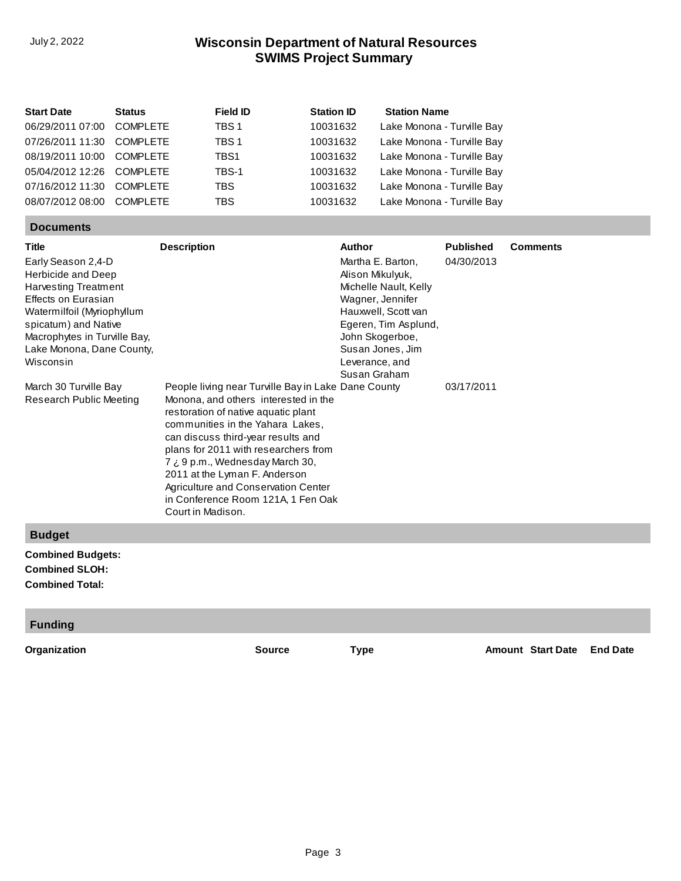| Start Date | Status | Field ID | Station ID | Station Name |
| --- | --- | --- | --- | --- |
| 06/29/2011 07:00 | COMPLETE | TBS 1 | 10031632 | Lake Monona - Turville Bay |
| 07/26/2011 11:30 | COMPLETE | TBS 1 | 10031632 | Lake Monona - Turville Bay |
| 08/19/2011 10:00 | COMPLETE | TBS1 | 10031632 | Lake Monona - Turville Bay |
| 05/04/2012 12:26 | COMPLETE | TBS-1 | 10031632 | Lake Monona - Turville Bay |
| 07/16/2012 11:30 | COMPLETE | TBS | 10031632 | Lake Monona - Turville Bay |
| 08/07/2012 08:00 | COMPLETE | TBS | 10031632 | Lake Monona - Turville Bay |

## Documents

| Title | Description | Author | Published | Comments |
| --- | --- | --- | --- | --- |
| Early Season 2,4-D Herbicide and Deep Harvesting Treatment Effects on Eurasian Watermilfoil (Myriophyllum spicatum) and Native Macrophytes in Turville Bay, Lake Monona, Dane County, Wisconsin | | Martha E. Barton, Alison Mikulyuk, Michelle Nault, Kelly Wagner, Jennifer Hauxwell, Scott van Egeren, Tim Asplund, John Skogerboe, Susan Jones, Jim Leverance, and Susan Graham | 04/30/2013 | |
| March 30 Turville Bay Research Public Meeting | People living near Turville Bay in Lake Monona, and others interested in the restoration of native aquatic plant communities in the Yahara Lakes, can discuss third-year results and plans for 2011 with researchers from 7 ¿ 9 p.m., Wednesday March 30, 2011 at the Lyman F. Anderson Agriculture and Conservation Center in Conference Room 121A, 1 Fen Oak Court in Madison. | Dane County | 03/17/2011 | |

## Budget

**Combined Budgets:**

**Combined SLOH:**

**Combined Total:**

## Funding

| Organization | Source | Type | Amount | Start Date | End Date |
| --- | --- | --- | --- | --- | --- |